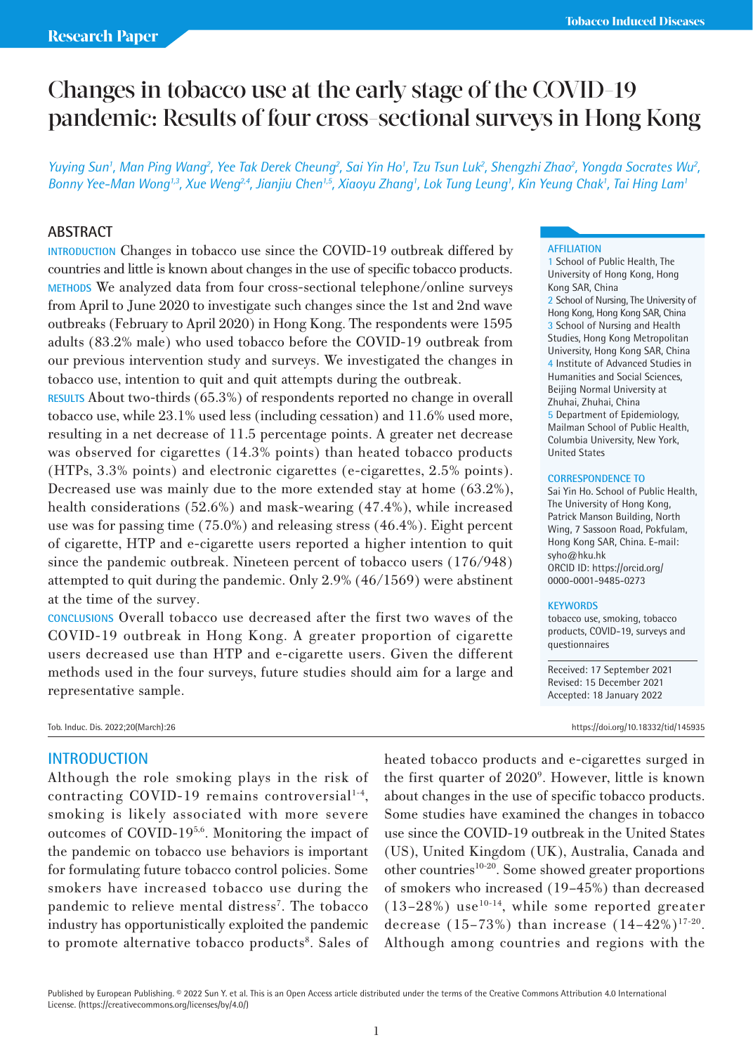Research Paper

# Changes in tobacco use at the early stage of the COVID-19 pandemic: Results of four cross-sectional surveys in Hong Kong

*Yuying Sun[1], Man Ping Wang[2], Yee Tak Derek Cheung[2], Sai Yin Ho[1], Tzu Tsun Luk[2], Shengzhi Zhao[2], Yongda Socrates Wu[2], Bonny Yee-Man Wong[1,3], Xue Weng[2,4], Jianjiu Chen[1,5], Xiaoyu Zhang[1], Lok Tung Leung[1], Kin Yeung Chak[1], Tai Hing Lam[1]*

## ABSTRACT

**INTRODUCTION** Changes in tobacco use since the COVID-19 outbreak differed by countries and little is known about changes in the use of specific tobacco products.

**METHODS** We analyzed data from four cross-sectional telephone/online surveys from April to June 2020 to investigate such changes since the 1st and 2nd wave outbreaks (February to April 2020) in Hong Kong. The respondents were 1595 adults (83.2% male) who used tobacco before the COVID-19 outbreak from our previous intervention study and surveys. We investigated the changes in tobacco use, intention to quit and quit attempts during the outbreak.

**RESULTS** About two-thirds (65.3%) of respondents reported no change in overall tobacco use, while 23.1% used less (including cessation) and 11.6% used more, resulting in a net decrease of 11.5 percentage points. A greater net decrease was observed for cigarettes (14.3% points) than heated tobacco products (HTPs, 3.3% points) and electronic cigarettes (e-cigarettes, 2.5% points). Decreased use was mainly due to the more extended stay at home (63.2%), health considerations (52.6%) and mask-wearing (47.4%), while increased use was for passing time (75.0%) and releasing stress (46.4%). Eight percent of cigarette, HTP and e-cigarette users reported a higher intention to quit since the pandemic outbreak. Nineteen percent of tobacco users (176/948) attempted to quit during the pandemic. Only 2.9% (46/1569) were abstinent at the time of the survey.

**CONCLUSIONS** Overall tobacco use decreased after the first two waves of the COVID-19 outbreak in Hong Kong. A greater proportion of cigarette users decreased use than HTP and e-cigarette users. Given the different methods used in the four surveys, future studies should aim for a large and representative sample.

**AFFILIATION**
1 School of Public Health, The University of Hong Kong, Hong Kong SAR, China
2 School of Nursing, The University of Hong Kong, Hong Kong SAR, China
3 School of Nursing and Health Studies, Hong Kong Metropolitan University, Hong Kong SAR, China
4 Institute of Advanced Studies in Humanities and Social Sciences, Beijing Normal University at Zhuhai, Zhuhai, China
5 Department of Epidemiology, Mailman School of Public Health, Columbia University, New York, United States

**CORRESPONDENCE TO**
Sai Yin Ho. School of Public Health, The University of Hong Kong, Patrick Manson Building, North Wing, 7 Sassoon Road, Pokfulam, Hong Kong SAR, China. E-mail: syho@hku.hk
ORCID ID: https://orcid.org/0000-0001-9485-0273

**KEYWORDS**
tobacco use, smoking, tobacco products, COVID-19, surveys and questionnaires

Received: 17 September 2021
Revised: 15 December 2021
Accepted: 18 January 2022

## INTRODUCTION

Although the role smoking plays in the risk of contracting COVID-19 remains controversial[1-4], smoking is likely associated with more severe outcomes of COVID-19[5,6]. Monitoring the impact of the pandemic on tobacco use behaviors is important for formulating future tobacco control policies. Some smokers have increased tobacco use during the pandemic to relieve mental distress[7]. The tobacco industry has opportunistically exploited the pandemic to promote alternative tobacco products[8]. Sales of heated tobacco products and e-cigarettes surged in the first quarter of 2020[9]. However, little is known about changes in the use of specific tobacco products. Some studies have examined the changes in tobacco use since the COVID-19 outbreak in the United States (US), United Kingdom (UK), Australia, Canada and other countries[10-20]. Some showed greater proportions of smokers who increased (19–45%) than decreased (13–28%) use[10-14], while some reported greater decrease (15–73%) than increase (14–42%)[17-20]. Although among countries and regions with the

Published by European Publishing. © 2022 Sun Y. et al. This is an Open Access article distributed under the terms of the Creative Commons Attribution 4.0 International License. (https://creativecommons.org/licenses/by/4.0/)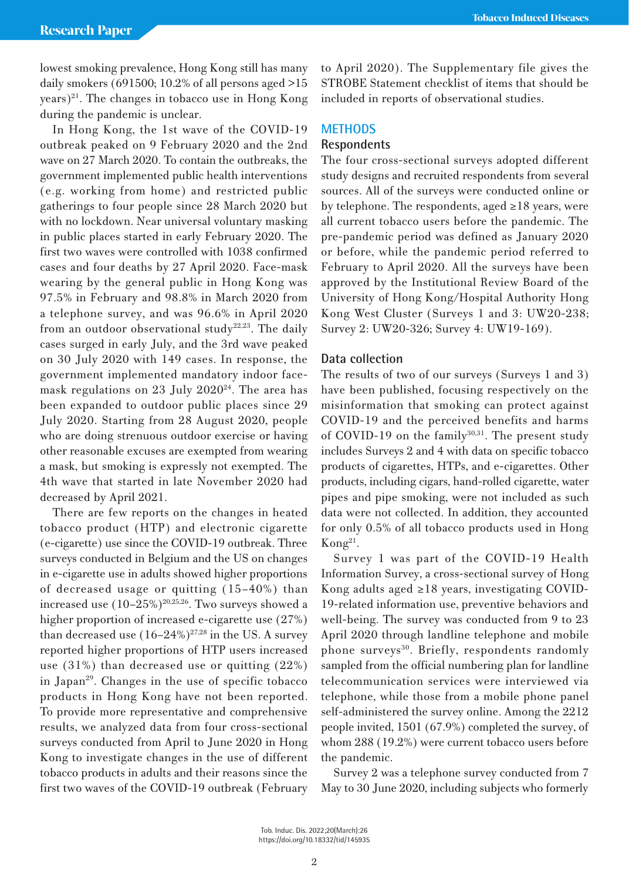lowest smoking prevalence, Hong Kong still has many daily smokers (691500; 10.2% of all persons aged >15 years)[21]. The changes in tobacco use in Hong Kong during the pandemic is unclear.

In Hong Kong, the 1st wave of the COVID-19 outbreak peaked on 9 February 2020 and the 2nd wave on 27 March 2020. To contain the outbreaks, the government implemented public health interventions (e.g. working from home) and restricted public gatherings to four people since 28 March 2020 but with no lockdown. Near universal voluntary masking in public places started in early February 2020. The first two waves were controlled with 1038 confirmed cases and four deaths by 27 April 2020. Face-mask wearing by the general public in Hong Kong was 97.5% in February and 98.8% in March 2020 from a telephone survey, and was 96.6% in April 2020 from an outdoor observational study[22,23]. The daily cases surged in early July, and the 3rd wave peaked on 30 July 2020 with 149 cases. In response, the government implemented mandatory indoor face-mask regulations on 23 July 2020[24]. The area has been expanded to outdoor public places since 29 July 2020. Starting from 28 August 2020, people who are doing strenuous outdoor exercise or having other reasonable excuses are exempted from wearing a mask, but smoking is expressly not exempted. The 4th wave that started in late November 2020 had decreased by April 2021.

There are few reports on the changes in heated tobacco product (HTP) and electronic cigarette (e-cigarette) use since the COVID-19 outbreak. Three surveys conducted in Belgium and the US on changes in e-cigarette use in adults showed higher proportions of decreased usage or quitting (15–40%) than increased use (10–25%)[20,25,26]. Two surveys showed a higher proportion of increased e-cigarette use (27%) than decreased use (16–24%)[27,28] in the US. A survey reported higher proportions of HTP users increased use (31%) than decreased use or quitting (22%) in Japan[29]. Changes in the use of specific tobacco products in Hong Kong have not been reported. To provide more representative and comprehensive results, we analyzed data from four cross-sectional surveys conducted from April to June 2020 in Hong Kong to investigate changes in the use of different tobacco products in adults and their reasons since the first two waves of the COVID-19 outbreak (February to April 2020). The Supplementary file gives the STROBE Statement checklist of items that should be included in reports of observational studies.

## METHODS

### Respondents

The four cross-sectional surveys adopted different study designs and recruited respondents from several sources. All of the surveys were conducted online or by telephone. The respondents, aged ≥18 years, were all current tobacco users before the pandemic. The pre-pandemic period was defined as January 2020 or before, while the pandemic period referred to February to April 2020. All the surveys have been approved by the Institutional Review Board of the University of Hong Kong/Hospital Authority Hong Kong West Cluster (Surveys 1 and 3: UW20-238; Survey 2: UW20-326; Survey 4: UW19-169).

### Data collection

The results of two of our surveys (Surveys 1 and 3) have been published, focusing respectively on the misinformation that smoking can protect against COVID-19 and the perceived benefits and harms of COVID-19 on the family[30,31]. The present study includes Surveys 2 and 4 with data on specific tobacco products of cigarettes, HTPs, and e-cigarettes. Other products, including cigars, hand-rolled cigarette, water pipes and pipe smoking, were not included as such data were not collected. In addition, they accounted for only 0.5% of all tobacco products used in Hong Kong[21].

Survey 1 was part of the COVID-19 Health Information Survey, a cross-sectional survey of Hong Kong adults aged ≥18 years, investigating COVID-19-related information use, preventive behaviors and well-being. The survey was conducted from 9 to 23 April 2020 through landline telephone and mobile phone surveys[30]. Briefly, respondents randomly sampled from the official numbering plan for landline telecommunication services were interviewed via telephone, while those from a mobile phone panel self-administered the survey online. Among the 2212 people invited, 1501 (67.9%) completed the survey, of whom 288 (19.2%) were current tobacco users before the pandemic.

Survey 2 was a telephone survey conducted from 7 May to 30 June 2020, including subjects who formerly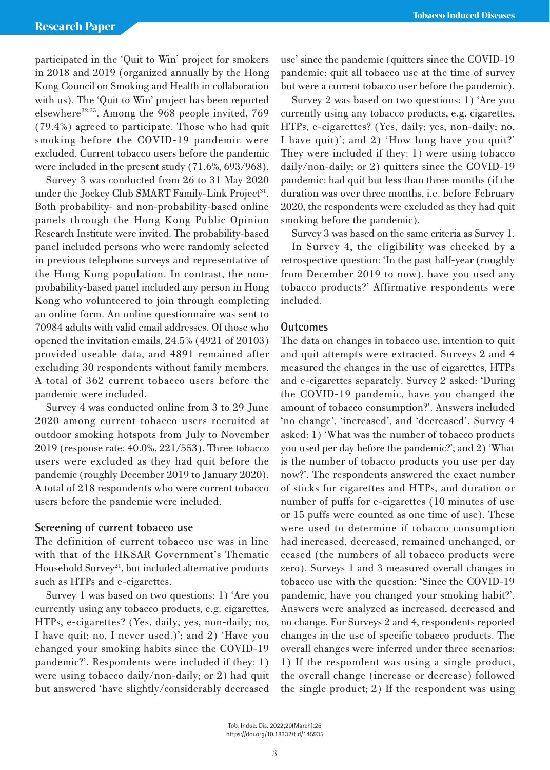participated in the 'Quit to Win' project for smokers in 2018 and 2019 (organized annually by the Hong Kong Council on Smoking and Health in collaboration with us). The 'Quit to Win' project has been reported elsewhere[32,33]. Among the 968 people invited, 769 (79.4%) agreed to participate. Those who had quit smoking before the COVID-19 pandemic were excluded. Current tobacco users before the pandemic were included in the present study (71.6%, 693/968).

Survey 3 was conducted from 26 to 31 May 2020 under the Jockey Club SMART Family-Link Project[31]. Both probability- and non-probability-based online panels through the Hong Kong Public Opinion Research Institute were invited. The probability-based panel included persons who were randomly selected in previous telephone surveys and representative of the Hong Kong population. In contrast, the non-probability-based panel included any person in Hong Kong who volunteered to join through completing an online form. An online questionnaire was sent to 70984 adults with valid email addresses. Of those who opened the invitation emails, 24.5% (4921 of 20103) provided useable data, and 4891 remained after excluding 30 respondents without family members. A total of 362 current tobacco users before the pandemic were included.

Survey 4 was conducted online from 3 to 29 June 2020 among current tobacco users recruited at outdoor smoking hotspots from July to November 2019 (response rate: 40.0%, 221/553). Three tobacco users were excluded as they had quit before the pandemic (roughly December 2019 to January 2020). A total of 218 respondents who were current tobacco users before the pandemic were included.

## Screening of current tobacco use

The definition of current tobacco use was in line with that of the HKSAR Government's Thematic Household Survey[21], but included alternative products such as HTPs and e-cigarettes.

Survey 1 was based on two questions: 1) 'Are you currently using any tobacco products, e.g. cigarettes, HTPs, e-cigarettes? (Yes, daily; yes, non-daily; no, I have quit; no, I never used.)'; and 2) 'Have you changed your smoking habits since the COVID-19 pandemic?'. Respondents were included if they: 1) were using tobacco daily/non-daily; or 2) had quit but answered 'have slightly/considerably decreased use' since the pandemic (quitters since the COVID-19 pandemic: quit all tobacco use at the time of survey but were a current tobacco user before the pandemic).

Survey 2 was based on two questions: 1) 'Are you currently using any tobacco products, e.g. cigarettes, HTPs, e-cigarettes? (Yes, daily; yes, non-daily; no, I have quit)'; and 2) 'How long have you quit?' They were included if they: 1) were using tobacco daily/non-daily; or 2) quitters since the COVID-19 pandemic: had quit but less than three months (if the duration was over three months, i.e. before February 2020, the respondents were excluded as they had quit smoking before the pandemic).

Survey 3 was based on the same criteria as Survey 1.

In Survey 4, the eligibility was checked by a retrospective question: 'In the past half-year (roughly from December 2019 to now), have you used any tobacco products?' Affirmative respondents were included.

## Outcomes

The data on changes in tobacco use, intention to quit and quit attempts were extracted. Surveys 2 and 4 measured the changes in the use of cigarettes, HTPs and e-cigarettes separately. Survey 2 asked: 'During the COVID-19 pandemic, have you changed the amount of tobacco consumption?'. Answers included 'no change', 'increased', and 'decreased'. Survey 4 asked: 1) 'What was the number of tobacco products you used per day before the pandemic?'; and 2) 'What is the number of tobacco products you use per day now?'. The respondents answered the exact number of sticks for cigarettes and HTPs, and duration or number of puffs for e-cigarettes (10 minutes of use or 15 puffs were counted as one time of use). These were used to determine if tobacco consumption had increased, decreased, remained unchanged, or ceased (the numbers of all tobacco products were zero). Surveys 1 and 3 measured overall changes in tobacco use with the question: 'Since the COVID-19 pandemic, have you changed your smoking habit?'. Answers were analyzed as increased, decreased and no change. For Surveys 2 and 4, respondents reported changes in the use of specific tobacco products. The overall changes were inferred under three scenarios: 1) If the respondent was using a single product, the overall change (increase or decrease) followed the single product; 2) If the respondent was using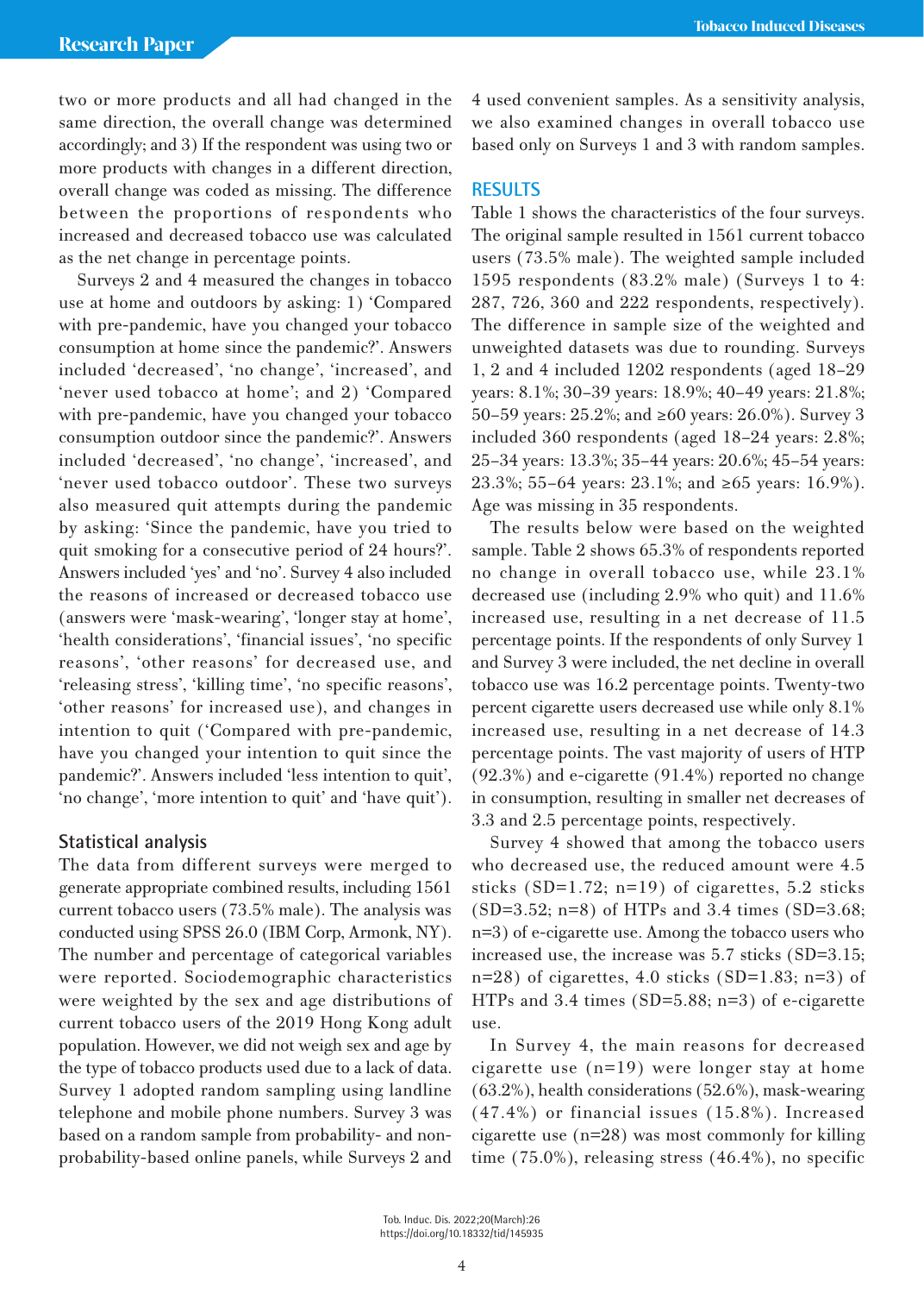two or more products and all had changed in the same direction, the overall change was determined accordingly; and 3) If the respondent was using two or more products with changes in a different direction, overall change was coded as missing. The difference between the proportions of respondents who increased and decreased tobacco use was calculated as the net change in percentage points.

Surveys 2 and 4 measured the changes in tobacco use at home and outdoors by asking: 1) 'Compared with pre-pandemic, have you changed your tobacco consumption at home since the pandemic?'. Answers included 'decreased', 'no change', 'increased', and 'never used tobacco at home'; and 2) 'Compared with pre-pandemic, have you changed your tobacco consumption outdoor since the pandemic?'. Answers included 'decreased', 'no change', 'increased', and 'never used tobacco outdoor'. These two surveys also measured quit attempts during the pandemic by asking: 'Since the pandemic, have you tried to quit smoking for a consecutive period of 24 hours?'. Answers included 'yes' and 'no'. Survey 4 also included the reasons of increased or decreased tobacco use (answers were 'mask-wearing', 'longer stay at home', 'health considerations', 'financial issues', 'no specific reasons', 'other reasons' for decreased use, and 'releasing stress', 'killing time', 'no specific reasons', 'other reasons' for increased use), and changes in intention to quit ('Compared with pre-pandemic, have you changed your intention to quit since the pandemic?'. Answers included 'less intention to quit', 'no change', 'more intention to quit' and 'have quit').

### Statistical analysis

The data from different surveys were merged to generate appropriate combined results, including 1561 current tobacco users (73.5% male). The analysis was conducted using SPSS 26.0 (IBM Corp, Armonk, NY). The number and percentage of categorical variables were reported. Sociodemographic characteristics were weighted by the sex and age distributions of current tobacco users of the 2019 Hong Kong adult population. However, we did not weigh sex and age by the type of tobacco products used due to a lack of data. Survey 1 adopted random sampling using landline telephone and mobile phone numbers. Survey 3 was based on a random sample from probability- and non-probability-based online panels, while Surveys 2 and 4 used convenient samples. As a sensitivity analysis, we also examined changes in overall tobacco use based only on Surveys 1 and 3 with random samples.

## RESULTS

Table 1 shows the characteristics of the four surveys. The original sample resulted in 1561 current tobacco users (73.5% male). The weighted sample included 1595 respondents (83.2% male) (Surveys 1 to 4: 287, 726, 360 and 222 respondents, respectively). The difference in sample size of the weighted and unweighted datasets was due to rounding. Surveys 1, 2 and 4 included 1202 respondents (aged 18–29 years: 8.1%; 30–39 years: 18.9%; 40–49 years: 21.8%; 50–59 years: 25.2%; and ≥60 years: 26.0%). Survey 3 included 360 respondents (aged 18–24 years: 2.8%; 25–34 years: 13.3%; 35–44 years: 20.6%; 45–54 years: 23.3%; 55–64 years: 23.1%; and ≥65 years: 16.9%). Age was missing in 35 respondents.

The results below were based on the weighted sample. Table 2 shows 65.3% of respondents reported no change in overall tobacco use, while 23.1% decreased use (including 2.9% who quit) and 11.6% increased use, resulting in a net decrease of 11.5 percentage points. If the respondents of only Survey 1 and Survey 3 were included, the net decline in overall tobacco use was 16.2 percentage points. Twenty-two percent cigarette users decreased use while only 8.1% increased use, resulting in a net decrease of 14.3 percentage points. The vast majority of users of HTP (92.3%) and e-cigarette (91.4%) reported no change in consumption, resulting in smaller net decreases of 3.3 and 2.5 percentage points, respectively.

Survey 4 showed that among the tobacco users who decreased use, the reduced amount were 4.5 sticks (SD=1.72; n=19) of cigarettes, 5.2 sticks (SD=3.52; n=8) of HTPs and 3.4 times (SD=3.68; n=3) of e-cigarette use. Among the tobacco users who increased use, the increase was 5.7 sticks (SD=3.15; n=28) of cigarettes, 4.0 sticks (SD=1.83; n=3) of HTPs and 3.4 times (SD=5.88; n=3) of e-cigarette use.

In Survey 4, the main reasons for decreased cigarette use (n=19) were longer stay at home (63.2%), health considerations (52.6%), mask-wearing (47.4%) or financial issues (15.8%). Increased cigarette use (n=28) was most commonly for killing time (75.0%), releasing stress (46.4%), no specific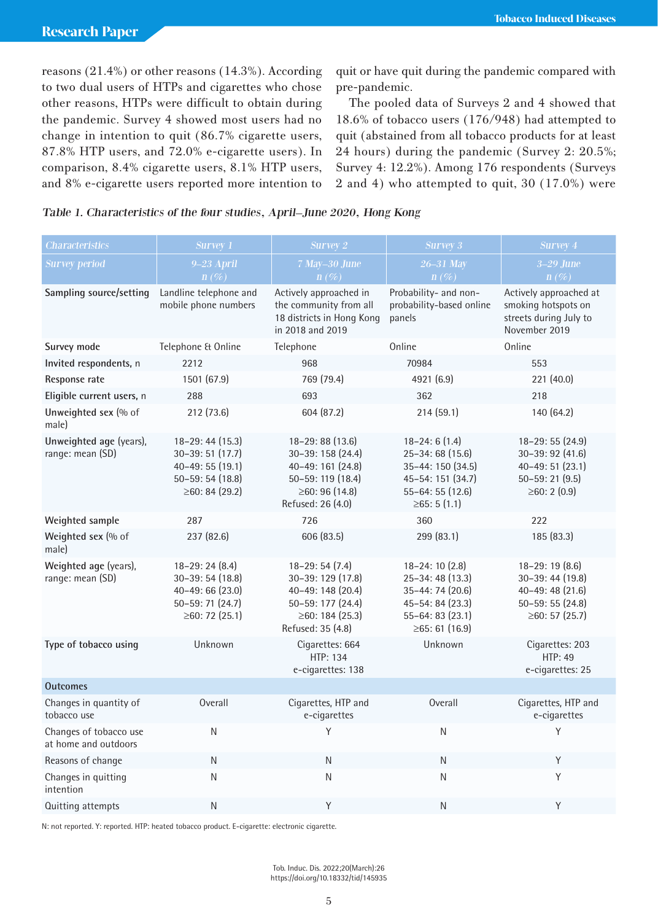reasons (21.4%) or other reasons (14.3%). According to two dual users of HTPs and cigarettes who chose other reasons, HTPs were difficult to obtain during the pandemic. Survey 4 showed most users had no change in intention to quit (86.7% cigarette users, 87.8% HTP users, and 72.0% e-cigarette users). In comparison, 8.4% cigarette users, 8.1% HTP users, and 8% e-cigarette users reported more intention to quit or have quit during the pandemic compared with pre-pandemic.

The pooled data of Surveys 2 and 4 showed that 18.6% of tobacco users (176/948) had attempted to quit (abstained from all tobacco products for at least 24 hours) during the pandemic (Survey 2: 20.5%; Survey 4: 12.2%). Among 176 respondents (Surveys 2 and 4) who attempted to quit, 30 (17.0%) were

*Table 1. Characteristics of the four studies, April–June 2020, Hong Kong*

| Characteristics | Survey 1 | Survey 2 | Survey 3 | Survey 4 |
|---|---|---|---|---|
| Survey period | 9–23 April<br>n (%) | 7 May–30 June<br>n (%) | 26–31 May<br>n (%) | 3–29 June<br>n (%) |
| Sampling source/setting | Landline telephone and mobile phone numbers | Actively approached in the community from all 18 districts in Hong Kong in 2018 and 2019 | Probability- and non-probability-based online panels | Actively approached at smoking hotspots on streets during July to November 2019 |
| Survey mode | Telephone & Online | Telephone | Online | Online |
| Invited respondents, n | 2212 | 968 | 70984 | 553 |
| Response rate | 1501 (67.9) | 769 (79.4) | 4921 (6.9) | 221 (40.0) |
| Eligible current users, n | 288 | 693 | 362 | 218 |
| Unweighted sex (% of male) | 212 (73.6) | 604 (87.2) | 214 (59.1) | 140 (64.2) |
| Unweighted age (years), range: mean (SD) | 18–29: 44 (15.3)<br>30–39: 51 (17.7)<br>40–49: 55 (19.1)<br>50–59: 54 (18.8)<br>≥60: 84 (29.2) | 18–29: 88 (13.6)<br>30–39: 158 (24.4)<br>40–49: 161 (24.8)<br>50–59: 119 (18.4)<br>≥60: 96 (14.8)<br>Refused: 26 (4.0) | 18–24: 6 (1.4)<br>25–34: 68 (15.6)<br>35–44: 150 (34.5)<br>45–54: 151 (34.7)<br>55–64: 55 (12.6)<br>≥65: 5 (1.1) | 18–29: 55 (24.9)<br>30–39: 92 (41.6)<br>40–49: 51 (23.1)<br>50–59: 21 (9.5)<br>≥60: 2 (0.9) |
| Weighted sample | 287 | 726 | 360 | 222 |
| Weighted sex (% of male) | 237 (82.6) | 606 (83.5) | 299 (83.1) | 185 (83.3) |
| Weighted age (years), range: mean (SD) | 18–29: 24 (8.4)<br>30–39: 54 (18.8)<br>40–49: 66 (23.0)<br>50–59: 71 (24.7)<br>≥60: 72 (25.1) | 18–29: 54 (7.4)<br>30–39: 129 (17.8)<br>40–49: 148 (20.4)<br>50–59: 177 (24.4)<br>≥60: 184 (25.3)<br>Refused: 35 (4.8) | 18–24: 10 (2.8)<br>25–34: 48 (13.3)<br>35–44: 74 (20.6)<br>45–54: 84 (23.3)<br>55–64: 83 (23.1)<br>≥65: 61 (16.9) | 18–29: 19 (8.6)<br>30–39: 44 (19.8)<br>40–49: 48 (21.6)<br>50–59: 55 (24.8)<br>≥60: 57 (25.7) |
| Type of tobacco using | Unknown | Cigarettes: 664<br>HTP: 134<br>e-cigarettes: 138 | Unknown | Cigarettes: 203<br>HTP: 49<br>e-cigarettes: 25 |
| **Outcomes** | | | | |
| Changes in quantity of tobacco use | Overall | Cigarettes, HTP and e-cigarettes | Overall | Cigarettes, HTP and e-cigarettes |
| Changes of tobacco use at home and outdoors | N | Y | N | Y |
| Reasons of change | N | N | N | Y |
| Changes in quitting intention | N | N | N | Y |
| Quitting attempts | N | Y | N | Y |

N: not reported. Y: reported. HTP: heated tobacco product. E-cigarette: electronic cigarette.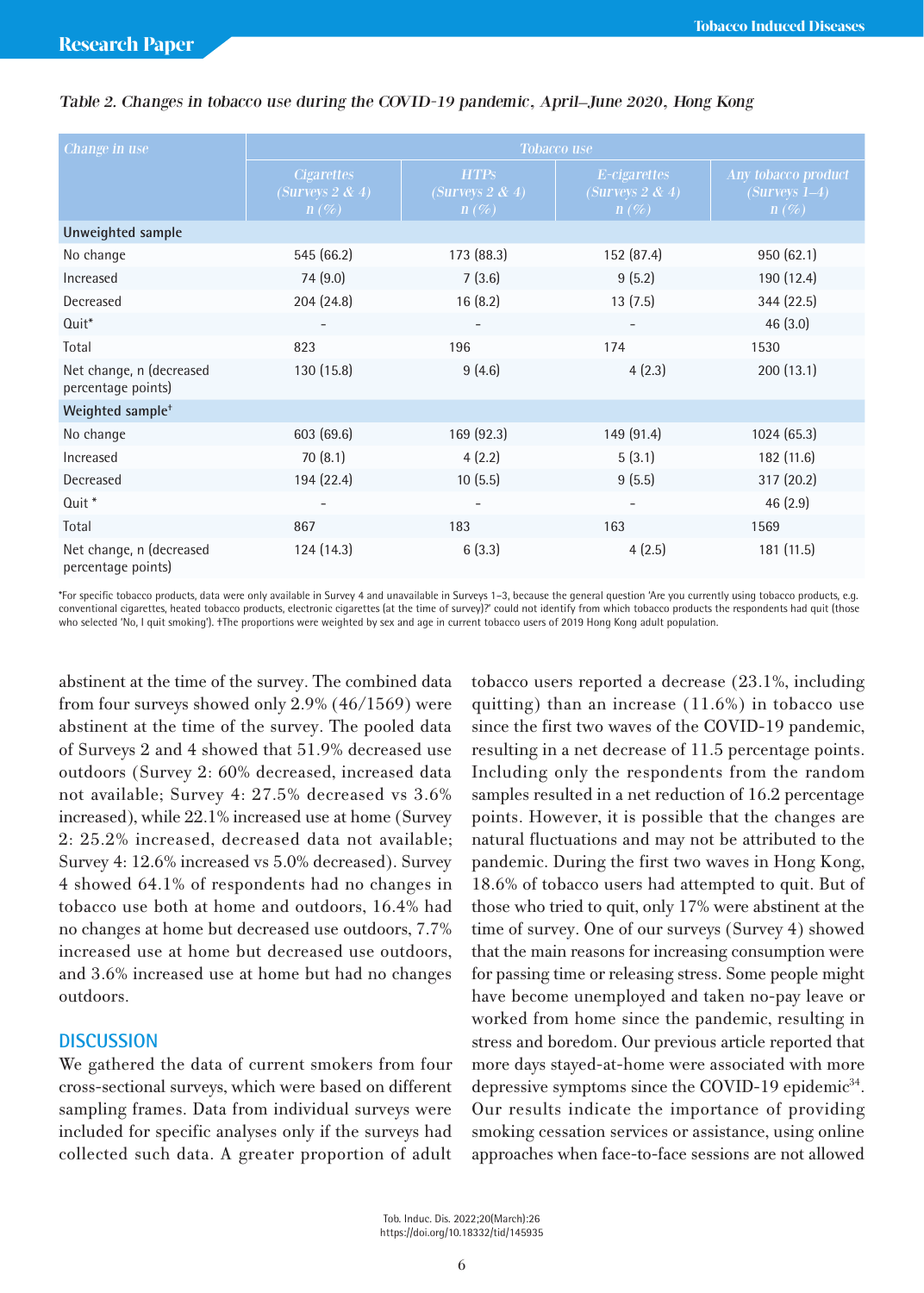*Table 2. Changes in tobacco use during the COVID-19 pandemic, April–June 2020, Hong Kong*

| Change in use | Tobacco use | | | |
|---|---|---|---|---|
| | Cigarettes (Surveys 2 & 4) n (%) | HTPs (Surveys 2 & 4) n (%) | E-cigarettes (Surveys 2 & 4) n (%) | Any tobacco product (Surveys 1–4) n (%) |
| **Unweighted sample** | | | | |
| No change | 545 (66.2) | 173 (88.3) | 152 (87.4) | 950 (62.1) |
| Increased | 74 (9.0) | 7 (3.6) | 9 (5.2) | 190 (12.4) |
| Decreased | 204 (24.8) | 16 (8.2) | 13 (7.5) | 344 (22.5) |
| Quit* | - | - | - | 46 (3.0) |
| Total | 823 | 196 | 174 | 1530 |
| Net change, n (decreased percentage points) | 130 (15.8) | 9 (4.6) | 4 (2.3) | 200 (13.1) |
| **Weighted sample†** | | | | |
| No change | 603 (69.6) | 169 (92.3) | 149 (91.4) | 1024 (65.3) |
| Increased | 70 (8.1) | 4 (2.2) | 5 (3.1) | 182 (11.6) |
| Decreased | 194 (22.4) | 10 (5.5) | 9 (5.5) | 317 (20.2) |
| Quit * | - | - | - | 46 (2.9) |
| Total | 867 | 183 | 163 | 1569 |
| Net change, n (decreased percentage points) | 124 (14.3) | 6 (3.3) | 4 (2.5) | 181 (11.5) |

*For specific tobacco products, data were only available in Survey 4 and unavailable in Surveys 1–3, because the general question 'Are you currently using tobacco products, e.g. conventional cigarettes, heated tobacco products, electronic cigarettes (at the time of survey)?' could not identify from which tobacco products the respondents had quit (those who selected 'No, I quit smoking'). †The proportions were weighted by sex and age in current tobacco users of 2019 Hong Kong adult population.

abstinent at the time of the survey. The combined data from four surveys showed only 2.9% (46/1569) were abstinent at the time of the survey. The pooled data of Surveys 2 and 4 showed that 51.9% decreased use outdoors (Survey 2: 60% decreased, increased data not available; Survey 4: 27.5% decreased vs 3.6% increased), while 22.1% increased use at home (Survey 2: 25.2% increased, decreased data not available; Survey 4: 12.6% increased vs 5.0% decreased). Survey 4 showed 64.1% of respondents had no changes in tobacco use both at home and outdoors, 16.4% had no changes at home but decreased use outdoors, 7.7% increased use at home but decreased use outdoors, and 3.6% increased use at home but had no changes outdoors.

## DISCUSSION

We gathered the data of current smokers from four cross-sectional surveys, which were based on different sampling frames. Data from individual surveys were included for specific analyses only if the surveys had collected such data. A greater proportion of adult tobacco users reported a decrease (23.1%, including quitting) than an increase (11.6%) in tobacco use since the first two waves of the COVID-19 pandemic, resulting in a net decrease of 11.5 percentage points. Including only the respondents from the random samples resulted in a net reduction of 16.2 percentage points. However, it is possible that the changes are natural fluctuations and may not be attributed to the pandemic. During the first two waves in Hong Kong, 18.6% of tobacco users had attempted to quit. But of those who tried to quit, only 17% were abstinent at the time of survey. One of our surveys (Survey 4) showed that the main reasons for increasing consumption were for passing time or releasing stress. Some people might have become unemployed and taken no-pay leave or worked from home since the pandemic, resulting in stress and boredom. Our previous article reported that more days stayed-at-home were associated with more depressive symptoms since the COVID-19 epidemic[34]. Our results indicate the importance of providing smoking cessation services or assistance, using online approaches when face-to-face sessions are not allowed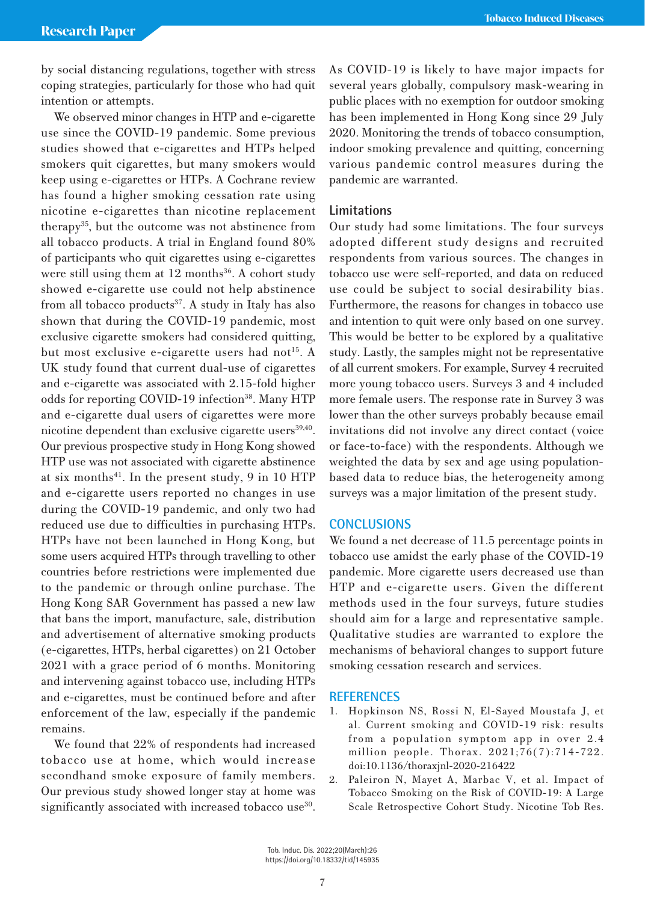by social distancing regulations, together with stress coping strategies, particularly for those who had quit intention or attempts.

We observed minor changes in HTP and e-cigarette use since the COVID-19 pandemic. Some previous studies showed that e-cigarettes and HTPs helped smokers quit cigarettes, but many smokers would keep using e-cigarettes or HTPs. A Cochrane review has found a higher smoking cessation rate using nicotine e-cigarettes than nicotine replacement therapy[35], but the outcome was not abstinence from all tobacco products. A trial in England found 80% of participants who quit cigarettes using e-cigarettes were still using them at 12 months[36]. A cohort study showed e-cigarette use could not help abstinence from all tobacco products[37]. A study in Italy has also shown that during the COVID-19 pandemic, most exclusive cigarette smokers had considered quitting, but most exclusive e-cigarette users had not[15]. A UK study found that current dual-use of cigarettes and e-cigarette was associated with 2.15-fold higher odds for reporting COVID-19 infection[38]. Many HTP and e-cigarette dual users of cigarettes were more nicotine dependent than exclusive cigarette users[39,40]. Our previous prospective study in Hong Kong showed HTP use was not associated with cigarette abstinence at six months[41]. In the present study, 9 in 10 HTP and e-cigarette users reported no changes in use during the COVID-19 pandemic, and only two had reduced use due to difficulties in purchasing HTPs. HTPs have not been launched in Hong Kong, but some users acquired HTPs through travelling to other countries before restrictions were implemented due to the pandemic or through online purchase. The Hong Kong SAR Government has passed a new law that bans the import, manufacture, sale, distribution and advertisement of alternative smoking products (e-cigarettes, HTPs, herbal cigarettes) on 21 October 2021 with a grace period of 6 months. Monitoring and intervening against tobacco use, including HTPs and e-cigarettes, must be continued before and after enforcement of the law, especially if the pandemic remains.

We found that 22% of respondents had increased tobacco use at home, which would increase secondhand smoke exposure of family members. Our previous study showed longer stay at home was significantly associated with increased tobacco use[30]. As COVID-19 is likely to have major impacts for several years globally, compulsory mask-wearing in public places with no exemption for outdoor smoking has been implemented in Hong Kong since 29 July 2020. Monitoring the trends of tobacco consumption, indoor smoking prevalence and quitting, concerning various pandemic control measures during the pandemic are warranted.

### Limitations

Our study had some limitations. The four surveys adopted different study designs and recruited respondents from various sources. The changes in tobacco use were self-reported, and data on reduced use could be subject to social desirability bias. Furthermore, the reasons for changes in tobacco use and intention to quit were only based on one survey. This would be better to be explored by a qualitative study. Lastly, the samples might not be representative of all current smokers. For example, Survey 4 recruited more young tobacco users. Surveys 3 and 4 included more female users. The response rate in Survey 3 was lower than the other surveys probably because email invitations did not involve any direct contact (voice or face-to-face) with the respondents. Although we weighted the data by sex and age using population-based data to reduce bias, the heterogeneity among surveys was a major limitation of the present study.

## CONCLUSIONS

We found a net decrease of 11.5 percentage points in tobacco use amidst the early phase of the COVID-19 pandemic. More cigarette users decreased use than HTP and e-cigarette users. Given the different methods used in the four surveys, future studies should aim for a large and representative sample. Qualitative studies are warranted to explore the mechanisms of behavioral changes to support future smoking cessation research and services.

## REFERENCES

1. Hopkinson NS, Rossi N, El-Sayed Moustafa J, et al. Current smoking and COVID-19 risk: results from a population symptom app in over 2.4 million people. Thorax. 2021;76(7):714-722. doi:10.1136/thoraxjnl-2020-216422
2. Paleiron N, Mayet A, Marbac V, et al. Impact of Tobacco Smoking on the Risk of COVID-19: A Large Scale Retrospective Cohort Study. Nicotine Tob Res.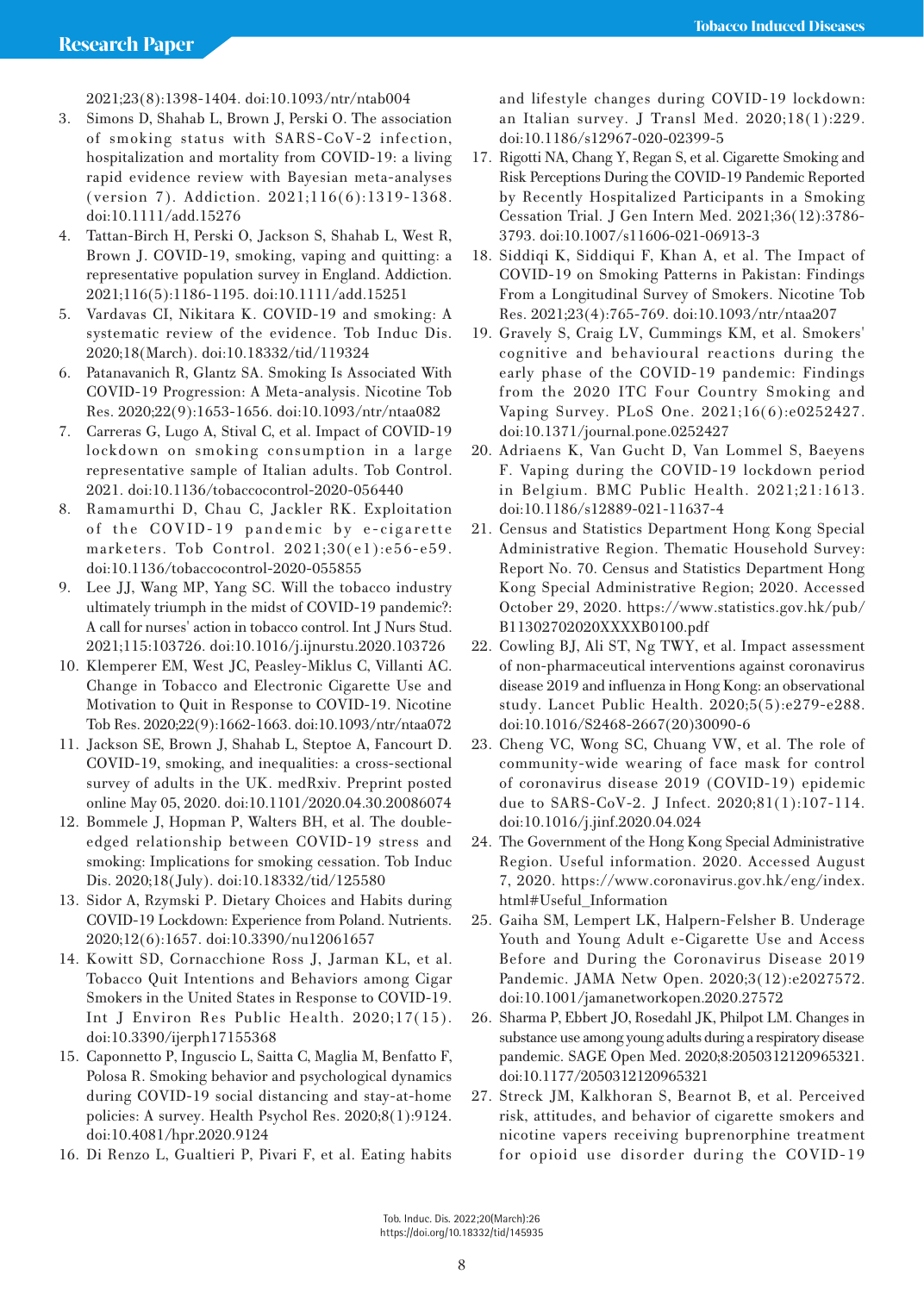2021;23(8):1398-1404. doi:10.1093/ntr/ntab004

3. Simons D, Shahab L, Brown J, Perski O. The association of smoking status with SARS-CoV-2 infection, hospitalization and mortality from COVID-19: a living rapid evidence review with Bayesian meta-analyses (version 7). Addiction. 2021;116(6):1319-1368. doi:10.1111/add.15276
4. Tattan-Birch H, Perski O, Jackson S, Shahab L, West R, Brown J. COVID-19, smoking, vaping and quitting: a representative population survey in England. Addiction. 2021;116(5):1186-1195. doi:10.1111/add.15251
5. Vardavas CI, Nikitara K. COVID-19 and smoking: A systematic review of the evidence. Tob Induc Dis. 2020;18(March). doi:10.18332/tid/119324
6. Patanavanich R, Glantz SA. Smoking Is Associated With COVID-19 Progression: A Meta-analysis. Nicotine Tob Res. 2020;22(9):1653-1656. doi:10.1093/ntr/ntaa082
7. Carreras G, Lugo A, Stival C, et al. Impact of COVID-19 lockdown on smoking consumption in a large representative sample of Italian adults. Tob Control. 2021. doi:10.1136/tobaccocontrol-2020-056440
8. Ramamurthi D, Chau C, Jackler RK. Exploitation of the COVID-19 pandemic by e-cigarette marketers. Tob Control. 2021;30(e1):e56-e59. doi:10.1136/tobaccocontrol-2020-055855
9. Lee JJ, Wang MP, Yang SC. Will the tobacco industry ultimately triumph in the midst of COVID-19 pandemic?: A call for nurses' action in tobacco control. Int J Nurs Stud. 2021;115:103726. doi:10.1016/j.ijnurstu.2020.103726
10. Klemperer EM, West JC, Peasley-Miklus C, Villanti AC. Change in Tobacco and Electronic Cigarette Use and Motivation to Quit in Response to COVID-19. Nicotine Tob Res. 2020;22(9):1662-1663. doi:10.1093/ntr/ntaa072
11. Jackson SE, Brown J, Shahab L, Steptoe A, Fancourt D. COVID-19, smoking, and inequalities: a cross-sectional survey of adults in the UK. medRxiv. Preprint posted online May 05, 2020. doi:10.1101/2020.04.30.20086074
12. Bommele J, Hopman P, Walters BH, et al. The double-edged relationship between COVID-19 stress and smoking: Implications for smoking cessation. Tob Induc Dis. 2020;18(July). doi:10.18332/tid/125580
13. Sidor A, Rzymski P. Dietary Choices and Habits during COVID-19 Lockdown: Experience from Poland. Nutrients. 2020;12(6):1657. doi:10.3390/nu12061657
14. Kowitt SD, Cornacchione Ross J, Jarman KL, et al. Tobacco Quit Intentions and Behaviors among Cigar Smokers in the United States in Response to COVID-19. Int J Environ Res Public Health. 2020;17(15). doi:10.3390/ijerph17155368
15. Caponnetto P, Inguscio L, Saitta C, Maglia M, Benfatto F, Polosa R. Smoking behavior and psychological dynamics during COVID-19 social distancing and stay-at-home policies: A survey. Health Psychol Res. 2020;8(1):9124. doi:10.4081/hpr.2020.9124
16. Di Renzo L, Gualtieri P, Pivari F, et al. Eating habits and lifestyle changes during COVID-19 lockdown: an Italian survey. J Transl Med. 2020;18(1):229. doi:10.1186/s12967-020-02399-5
17. Rigotti NA, Chang Y, Regan S, et al. Cigarette Smoking and Risk Perceptions During the COVID-19 Pandemic Reported by Recently Hospitalized Participants in a Smoking Cessation Trial. J Gen Intern Med. 2021;36(12):3786-3793. doi:10.1007/s11606-021-06913-3
18. Siddiqi K, Siddiqui F, Khan A, et al. The Impact of COVID-19 on Smoking Patterns in Pakistan: Findings From a Longitudinal Survey of Smokers. Nicotine Tob Res. 2021;23(4):765-769. doi:10.1093/ntr/ntaa207
19. Gravely S, Craig LV, Cummings KM, et al. Smokers' cognitive and behavioural reactions during the early phase of the COVID-19 pandemic: Findings from the 2020 ITC Four Country Smoking and Vaping Survey. PLoS One. 2021;16(6):e0252427. doi:10.1371/journal.pone.0252427
20. Adriaens K, Van Gucht D, Van Lommel S, Baeyens F. Vaping during the COVID-19 lockdown period in Belgium. BMC Public Health. 2021;21:1613. doi:10.1186/s12889-021-11637-4
21. Census and Statistics Department Hong Kong Special Administrative Region. Thematic Household Survey: Report No. 70. Census and Statistics Department Hong Kong Special Administrative Region; 2020. Accessed October 29, 2020. https://www.statistics.gov.hk/pub/B11302702020XXXXB0100.pdf
22. Cowling BJ, Ali ST, Ng TWY, et al. Impact assessment of non-pharmaceutical interventions against coronavirus disease 2019 and influenza in Hong Kong: an observational study. Lancet Public Health. 2020;5(5):e279-e288. doi:10.1016/S2468-2667(20)30090-6
23. Cheng VC, Wong SC, Chuang VW, et al. The role of community-wide wearing of face mask for control of coronavirus disease 2019 (COVID-19) epidemic due to SARS-CoV-2. J Infect. 2020;81(1):107-114. doi:10.1016/j.jinf.2020.04.024
24. The Government of the Hong Kong Special Administrative Region. Useful information. 2020. Accessed August 7, 2020. https://www.coronavirus.gov.hk/eng/index.html#Useful_Information
25. Gaiha SM, Lempert LK, Halpern-Felsher B. Underage Youth and Young Adult e-Cigarette Use and Access Before and During the Coronavirus Disease 2019 Pandemic. JAMA Netw Open. 2020;3(12):e2027572. doi:10.1001/jamanetworkopen.2020.27572
26. Sharma P, Ebbert JO, Rosedahl JK, Philpot LM. Changes in substance use among young adults during a respiratory disease pandemic. SAGE Open Med. 2020;8:2050312120965321. doi:10.1177/2050312120965321
27. Streck JM, Kalkhoran S, Bearnot B, et al. Perceived risk, attitudes, and behavior of cigarette smokers and nicotine vapers receiving buprenorphine treatment for opioid use disorder during the COVID-19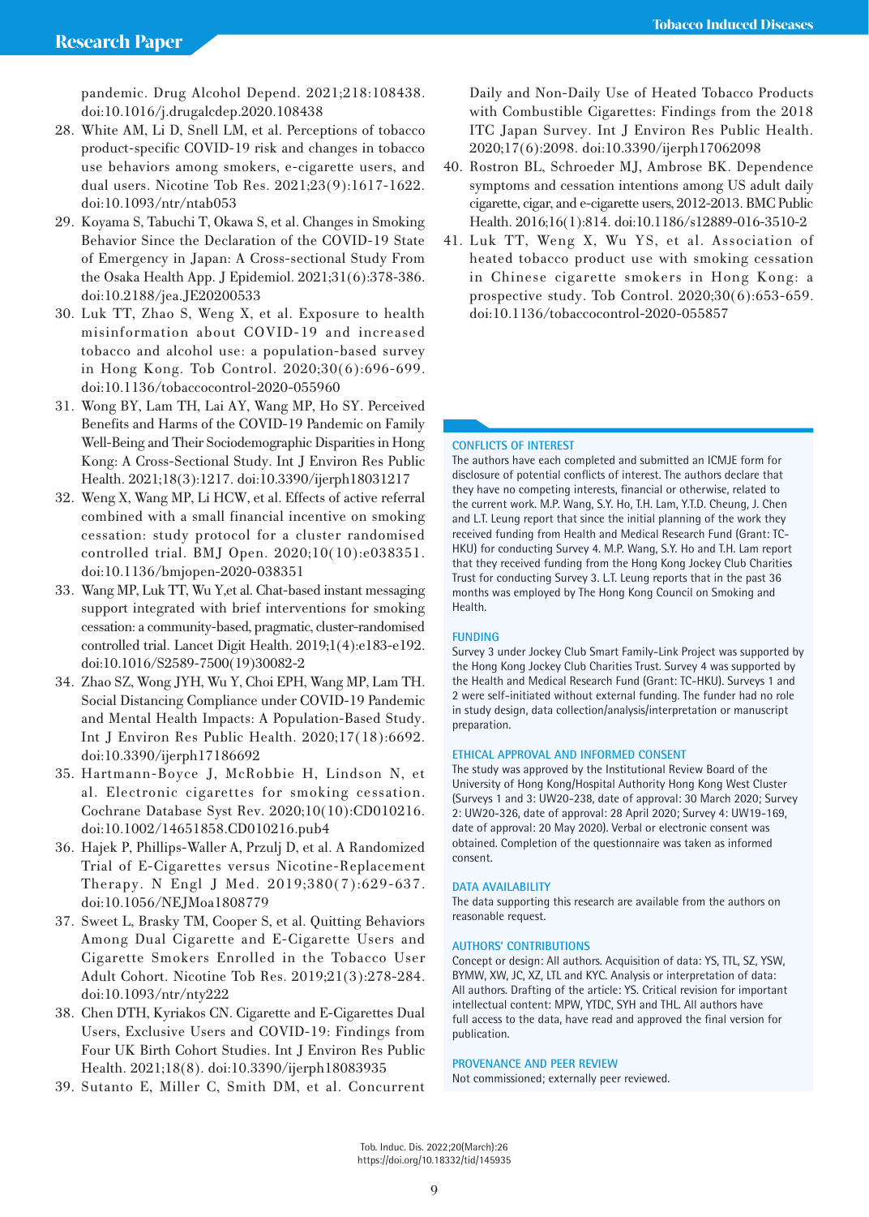pandemic. Drug Alcohol Depend. 2021;218:108438. doi:10.1016/j.drugalcdep.2020.108438

28. White AM, Li D, Snell LM, et al. Perceptions of tobacco product-specific COVID-19 risk and changes in tobacco use behaviors among smokers, e-cigarette users, and dual users. Nicotine Tob Res. 2021;23(9):1617-1622. doi:10.1093/ntr/ntab053
29. Koyama S, Tabuchi T, Okawa S, et al. Changes in Smoking Behavior Since the Declaration of the COVID-19 State of Emergency in Japan: A Cross-sectional Study From the Osaka Health App. J Epidemiol. 2021;31(6):378-386. doi:10.2188/jea.JE20200533
30. Luk TT, Zhao S, Weng X, et al. Exposure to health misinformation about COVID-19 and increased tobacco and alcohol use: a population-based survey in Hong Kong. Tob Control. 2020;30(6):696-699. doi:10.1136/tobaccocontrol-2020-055960
31. Wong BY, Lam TH, Lai AY, Wang MP, Ho SY. Perceived Benefits and Harms of the COVID-19 Pandemic on Family Well-Being and Their Sociodemographic Disparities in Hong Kong: A Cross-Sectional Study. Int J Environ Res Public Health. 2021;18(3):1217. doi:10.3390/ijerph18031217
32. Weng X, Wang MP, Li HCW, et al. Effects of active referral combined with a small financial incentive on smoking cessation: study protocol for a cluster randomised controlled trial. BMJ Open. 2020;10(10):e038351. doi:10.1136/bmjopen-2020-038351
33. Wang MP, Luk TT, Wu Y,et al. Chat-based instant messaging support integrated with brief interventions for smoking cessation: a community-based, pragmatic, cluster-randomised controlled trial. Lancet Digit Health. 2019;1(4):e183-e192. doi:10.1016/S2589-7500(19)30082-2
34. Zhao SZ, Wong JYH, Wu Y, Choi EPH, Wang MP, Lam TH. Social Distancing Compliance under COVID-19 Pandemic and Mental Health Impacts: A Population-Based Study. Int J Environ Res Public Health. 2020;17(18):6692. doi:10.3390/ijerph17186692
35. Hartmann-Boyce J, McRobbie H, Lindson N, et al. Electronic cigarettes for smoking cessation. Cochrane Database Syst Rev. 2020;10(10):CD010216. doi:10.1002/14651858.CD010216.pub4
36. Hajek P, Phillips-Waller A, Przulj D, et al. A Randomized Trial of E-Cigarettes versus Nicotine-Replacement Therapy. N Engl J Med. 2019;380(7):629-637. doi:10.1056/NEJMoa1808779
37. Sweet L, Brasky TM, Cooper S, et al. Quitting Behaviors Among Dual Cigarette and E-Cigarette Users and Cigarette Smokers Enrolled in the Tobacco User Adult Cohort. Nicotine Tob Res. 2019;21(3):278-284. doi:10.1093/ntr/nty222
38. Chen DTH, Kyriakos CN. Cigarette and E-Cigarettes Dual Users, Exclusive Users and COVID-19: Findings from Four UK Birth Cohort Studies. Int J Environ Res Public Health. 2021;18(8). doi:10.3390/ijerph18083935
39. Sutanto E, Miller C, Smith DM, et al. Concurrent Daily and Non-Daily Use of Heated Tobacco Products with Combustible Cigarettes: Findings from the 2018 ITC Japan Survey. Int J Environ Res Public Health. 2020;17(6):2098. doi:10.3390/ijerph17062098
40. Rostron BL, Schroeder MJ, Ambrose BK. Dependence symptoms and cessation intentions among US adult daily cigarette, cigar, and e-cigarette users, 2012-2013. BMC Public Health. 2016;16(1):814. doi:10.1186/s12889-016-3510-2
41. Luk TT, Weng X, Wu YS, et al. Association of heated tobacco product use with smoking cessation in Chinese cigarette smokers in Hong Kong: a prospective study. Tob Control. 2020;30(6):653-659. doi:10.1136/tobaccocontrol-2020-055857

### CONFLICTS OF INTEREST

The authors have each completed and submitted an ICMJE form for disclosure of potential conflicts of interest. The authors declare that they have no competing interests, financial or otherwise, related to the current work. M.P. Wang, S.Y. Ho, T.H. Lam, Y.T.D. Cheung, J. Chen and L.T. Leung report that since the initial planning of the work they received funding from Health and Medical Research Fund (Grant: TC-HKU) for conducting Survey 4. M.P. Wang, S.Y. Ho and T.H. Lam report that they received funding from the Hong Kong Jockey Club Charities Trust for conducting Survey 3. L.T. Leung reports that in the past 36 months was employed by The Hong Kong Council on Smoking and Health.

### FUNDING

Survey 3 under Jockey Club Smart Family-Link Project was supported by the Hong Kong Jockey Club Charities Trust. Survey 4 was supported by the Health and Medical Research Fund (Grant: TC-HKU). Surveys 1 and 2 were self-initiated without external funding. The funder had no role in study design, data collection/analysis/interpretation or manuscript preparation.

### ETHICAL APPROVAL AND INFORMED CONSENT

The study was approved by the Institutional Review Board of the University of Hong Kong/Hospital Authority Hong Kong West Cluster (Surveys 1 and 3: UW20-238, date of approval: 30 March 2020; Survey 2: UW20-326, date of approval: 28 April 2020; Survey 4: UW19-169, date of approval: 20 May 2020). Verbal or electronic consent was obtained. Completion of the questionnaire was taken as informed consent.

### DATA AVAILABILITY

The data supporting this research are available from the authors on reasonable request.

### AUTHORS' CONTRIBUTIONS

Concept or design: All authors. Acquisition of data: YS, TTL, SZ, YSW, BYMW, XW, JC, XZ, LTL and KYC. Analysis or interpretation of data: All authors. Drafting of the article: YS. Critical revision for important intellectual content: MPW, YTDC, SYH and THL. All authors have full access to the data, have read and approved the final version for publication.

### PROVENANCE AND PEER REVIEW

Not commissioned; externally peer reviewed.